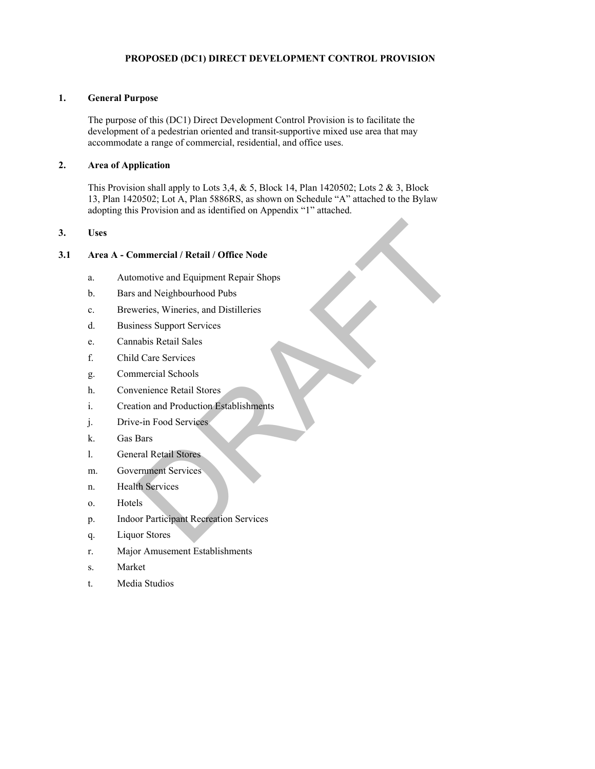# PROPOSED (DC1) DIRECT DEVELOPMENT CONTROL PROVISION

## 1. General Purpose

The purpose of this (DC1) Direct Development Control Provision is to facilitate the development of a pedestrian oriented and transit-supportive mixed use area that may accommodate a range of commercial, residential, and office uses.

## 2. Area of Application

This Provision shall apply to Lots 3,4, & 5, Block 14, Plan 1420502; Lots 2 & 3, Block 13, Plan 1420502; Lot A, Plan 5886RS, as shown on Schedule "A" attached to the Bylaw adopting this Provision and as identified on Appendix "1" attached.

## 3. Uses

### 3.1 Area A - Commercial / Retail / Office Node

a. Automotive and Equipment Repair Shops

b. Bars and Neighbourhood Pubs

c. Breweries, Wineries, and Distilleries

d. Business Support Services

e. Cannabis Retail Sales

f. Child Care Services

g. Commercial Schools

h. Convenience Retail Stores

i. Creation and Production Establishments

j. Drive-in Food Services

k. Gas Bars

l. General Retail Stores

m. Government Services

n. Health Services

o. Hotels

p. Indoor Participant Recreation Services

q. Liquor Stores

r. Major Amusement Establishments

s. Market

t. Media Studios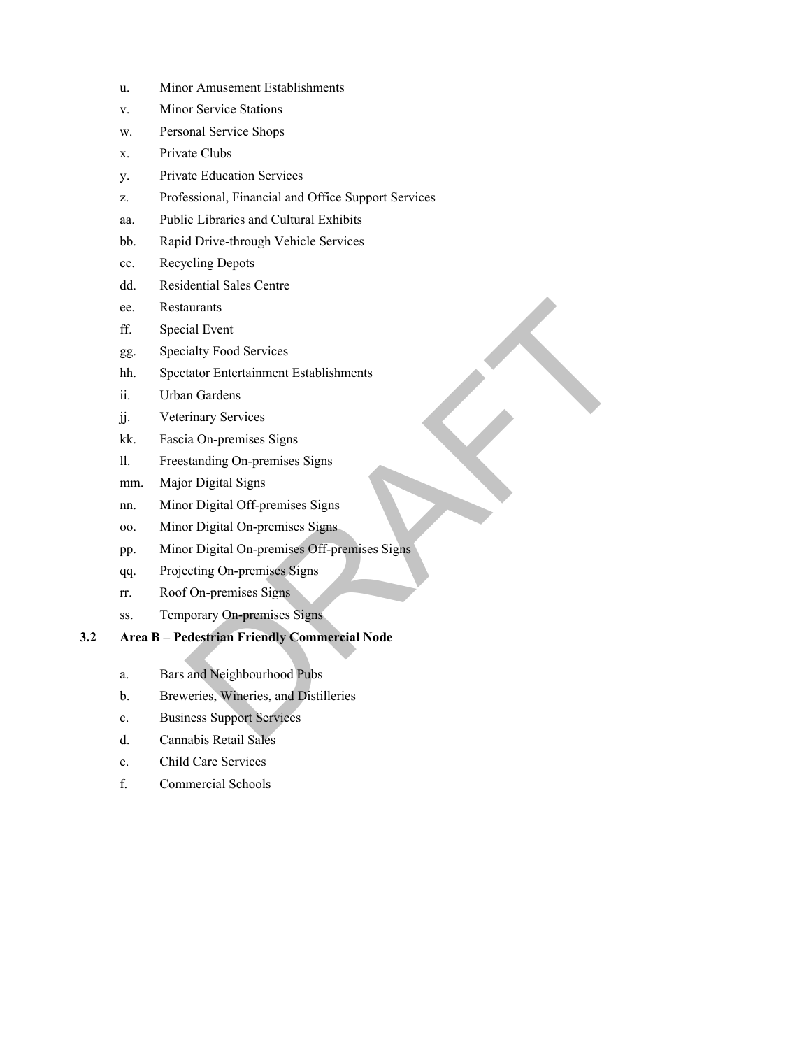u. Minor Amusement Establishments

v. Minor Service Stations

w. Personal Service Shops

x. Private Clubs

y. Private Education Services

z. Professional, Financial and Office Support Services

aa. Public Libraries and Cultural Exhibits

bb. Rapid Drive-through Vehicle Services

cc. Recycling Depots

dd. Residential Sales Centre

ee. Restaurants

ff. Special Event

gg. Specialty Food Services

hh. Spectator Entertainment Establishments

ii. Urban Gardens

jj. Veterinary Services

kk. Fascia On-premises Signs

ll. Freestanding On-premises Signs

mm. Major Digital Signs

nn. Minor Digital Off-premises Signs

oo. Minor Digital On-premises Signs

pp. Minor Digital On-premises Off-premises Signs

qq. Projecting On-premises Signs

rr. Roof On-premises Signs

ss. Temporary On-premises Signs

### 3.2 Area B – Pedestrian Friendly Commercial Node

a. Bars and Neighbourhood Pubs

b. Breweries, Wineries, and Distilleries

c. Business Support Services

d. Cannabis Retail Sales

e. Child Care Services

f. Commercial Schools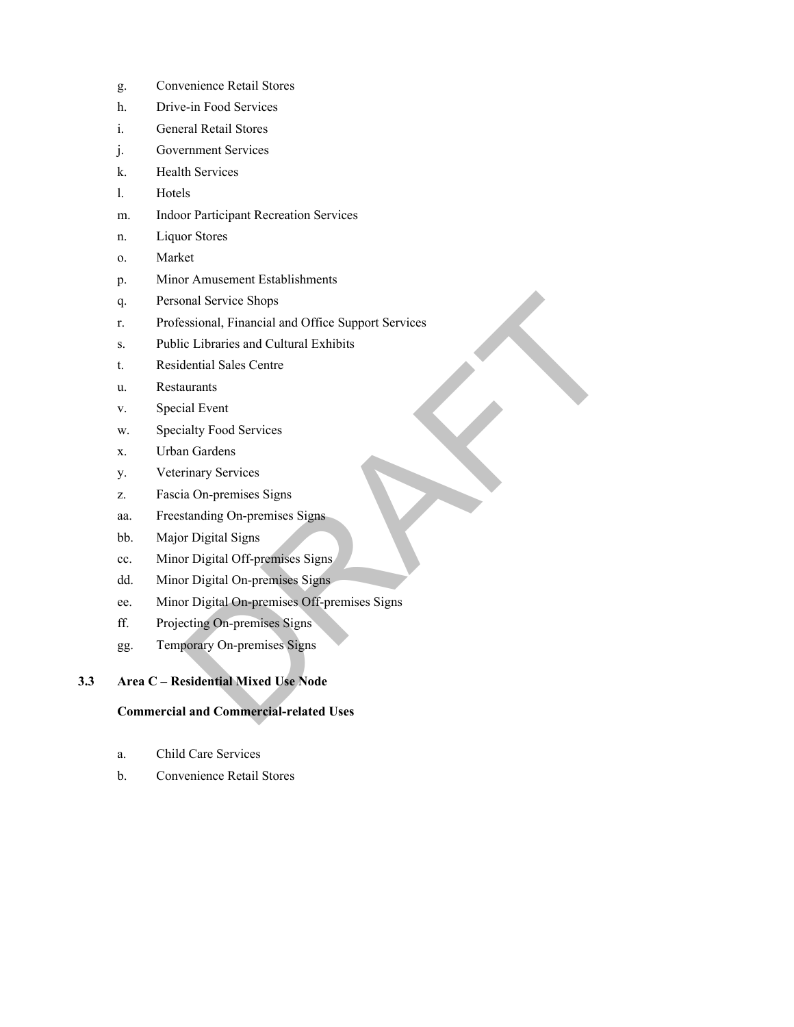g. Convenience Retail Stores

h. Drive-in Food Services

i. General Retail Stores

j. Government Services

k. Health Services

l. Hotels

m. Indoor Participant Recreation Services

n. Liquor Stores

o. Market

p. Minor Amusement Establishments

q. Personal Service Shops

r. Professional, Financial and Office Support Services

s. Public Libraries and Cultural Exhibits

t. Residential Sales Centre

u. Restaurants

v. Special Event

w. Specialty Food Services

x. Urban Gardens

y. Veterinary Services

z. Fascia On-premises Signs

aa. Freestanding On-premises Signs

bb. Major Digital Signs

cc. Minor Digital Off-premises Signs

dd. Minor Digital On-premises Signs

ee. Minor Digital On-premises Off-premises Signs

ff. Projecting On-premises Signs

gg. Temporary On-premises Signs

### 3.3 Area C – Residential Mixed Use Node

**Commercial and Commercial-related Uses**

a. Child Care Services

b. Convenience Retail Stores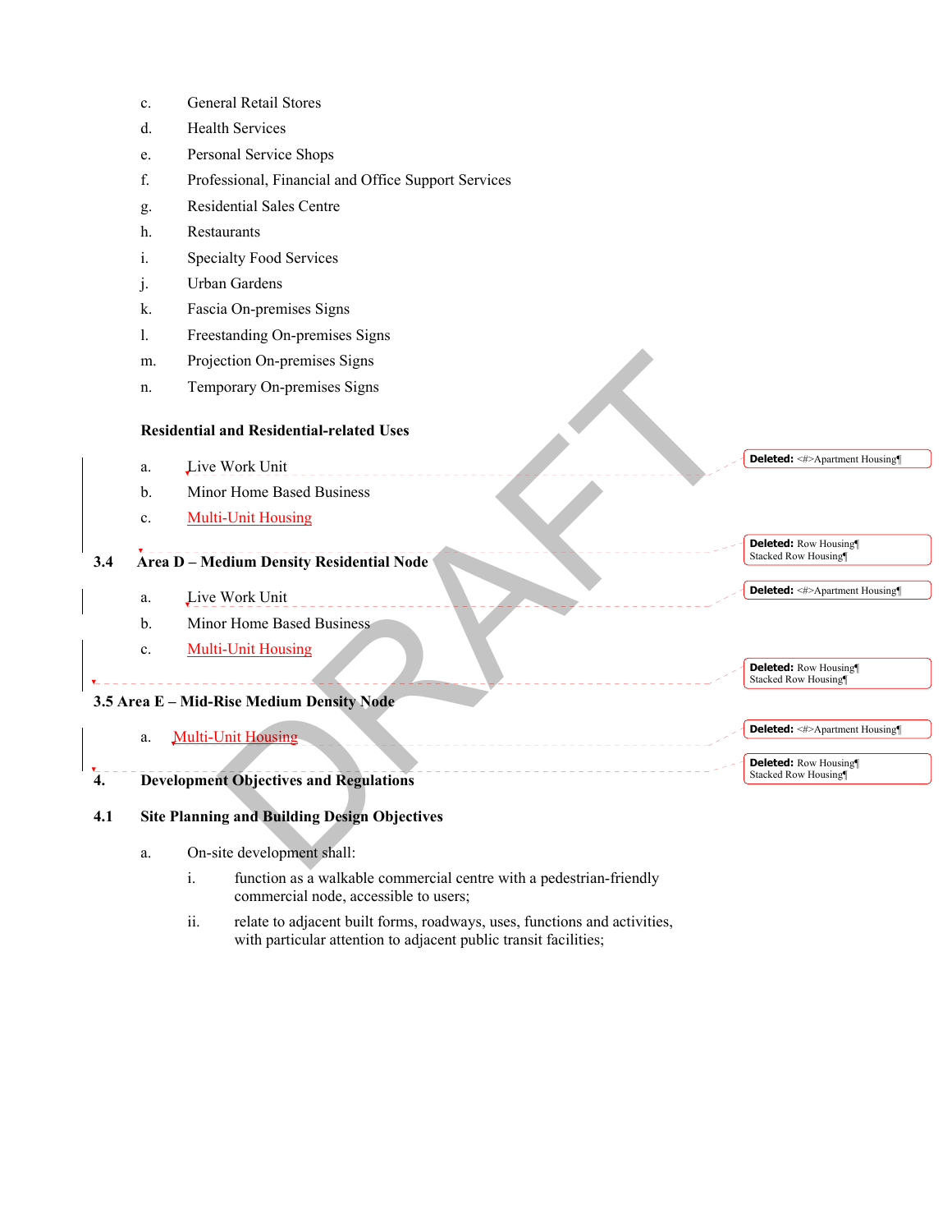c. General Retail Stores

d. Health Services

e. Personal Service Shops

f. Professional, Financial and Office Support Services

g. Residential Sales Centre

h. Restaurants

i. Specialty Food Services

j. Urban Gardens

k. Fascia On-premises Signs

l. Freestanding On-premises Signs

m. Projection On-premises Signs

n. Temporary On-premises Signs

**Residential and Residential-related Uses**

a. Live Work Unit

b. Minor Home Based Business

c. Multi-Unit Housing

## 3.4 Area D – Medium Density Residential Node

a. Live Work Unit

b. Minor Home Based Business

c. Multi-Unit Housing

## 3.5 Area E – Mid-Rise Medium Density Node

a. Multi-Unit Housing

# 4. Development Objectives and Regulations

## 4.1 Site Planning and Building Design Objectives

a. On-site development shall:

i. function as a walkable commercial centre with a pedestrian-friendly commercial node, accessible to users;

ii. relate to adjacent built forms, roadways, uses, functions and activities, with particular attention to adjacent public transit facilities;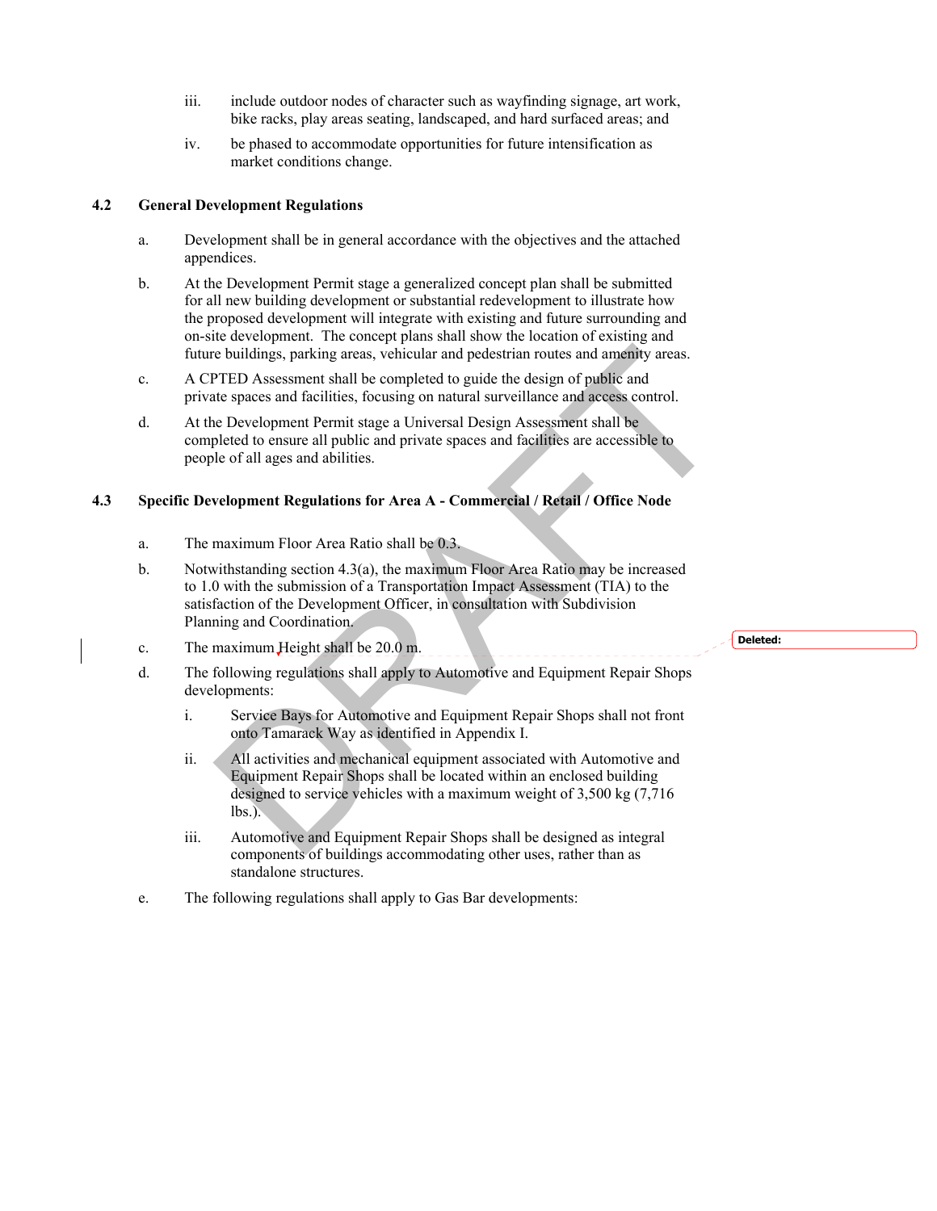iii. include outdoor nodes of character such as wayfinding signage, art work, bike racks, play areas seating, landscaped, and hard surfaced areas; and

iv. be phased to accommodate opportunities for future intensification as market conditions change.

### 4.2 General Development Regulations

a. Development shall be in general accordance with the objectives and the attached appendices.

b. At the Development Permit stage a generalized concept plan shall be submitted for all new building development or substantial redevelopment to illustrate how the proposed development will integrate with existing and future surrounding and on-site development. The concept plans shall show the location of existing and future buildings, parking areas, vehicular and pedestrian routes and amenity areas.

c. A CPTED Assessment shall be completed to guide the design of public and private spaces and facilities, focusing on natural surveillance and access control.

d. At the Development Permit stage a Universal Design Assessment shall be completed to ensure all public and private spaces and facilities are accessible to people of all ages and abilities.

### 4.3 Specific Development Regulations for Area A - Commercial / Retail / Office Node

a. The maximum Floor Area Ratio shall be 0.3.

b. Notwithstanding section 4.3(a), the maximum Floor Area Ratio may be increased to 1.0 with the submission of a Transportation Impact Assessment (TIA) to the satisfaction of the Development Officer, in consultation with Subdivision Planning and Coordination.

c. The maximum Height shall be 20.0 m.

d. The following regulations shall apply to Automotive and Equipment Repair Shops developments:

   i. Service Bays for Automotive and Equipment Repair Shops shall not front onto Tamarack Way as identified in Appendix I.

   ii. All activities and mechanical equipment associated with Automotive and Equipment Repair Shops shall be located within an enclosed building designed to service vehicles with a maximum weight of 3,500 kg (7,716 lbs.).

   iii. Automotive and Equipment Repair Shops shall be designed as integral components of buildings accommodating other uses, rather than as standalone structures.

e. The following regulations shall apply to Gas Bar developments: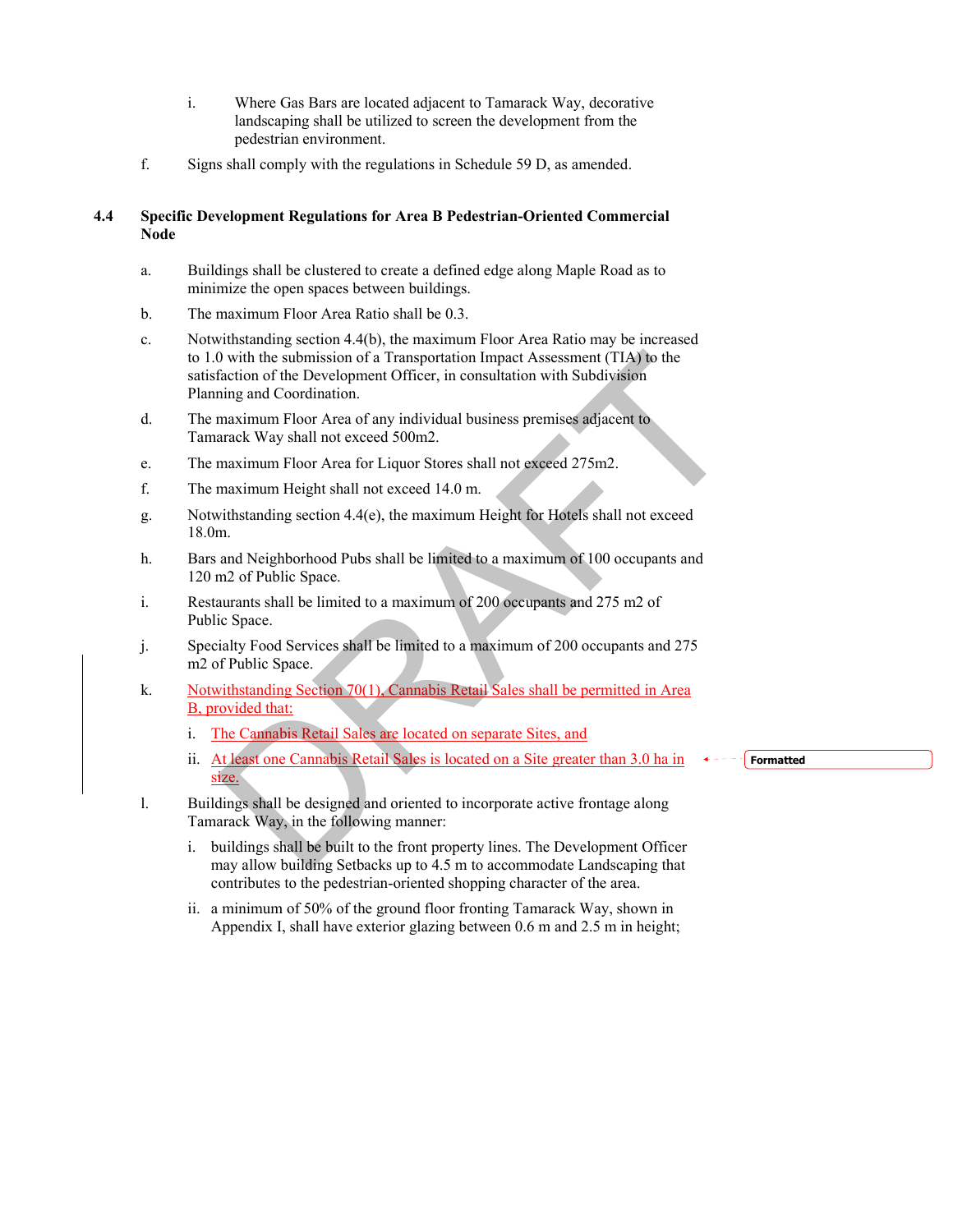i. Where Gas Bars are located adjacent to Tamarack Way, decorative landscaping shall be utilized to screen the development from the pedestrian environment.

f. Signs shall comply with the regulations in Schedule 59 D, as amended.

**4.4 Specific Development Regulations for Area B Pedestrian-Oriented Commercial Node**

a. Buildings shall be clustered to create a defined edge along Maple Road as to minimize the open spaces between buildings.

b. The maximum Floor Area Ratio shall be 0.3.

c. Notwithstanding section 4.4(b), the maximum Floor Area Ratio may be increased to 1.0 with the submission of a Transportation Impact Assessment (TIA) to the satisfaction of the Development Officer, in consultation with Subdivision Planning and Coordination.

d. The maximum Floor Area of any individual business premises adjacent to Tamarack Way shall not exceed 500m2.

e. The maximum Floor Area for Liquor Stores shall not exceed 275m2.

f. The maximum Height shall not exceed 14.0 m.

g. Notwithstanding section 4.4(e), the maximum Height for Hotels shall not exceed 18.0m.

h. Bars and Neighborhood Pubs shall be limited to a maximum of 100 occupants and 120 m2 of Public Space.

i. Restaurants shall be limited to a maximum of 200 occupants and 275 m2 of Public Space.

j. Specialty Food Services shall be limited to a maximum of 200 occupants and 275 m2 of Public Space.

k. Notwithstanding Section 70(1), Cannabis Retail Sales shall be permitted in Area B, provided that:

i. The Cannabis Retail Sales are located on separate Sites, and

ii. At least one Cannabis Retail Sales is located on a Site greater than 3.0 ha in size.

l. Buildings shall be designed and oriented to incorporate active frontage along Tamarack Way, in the following manner:

i. buildings shall be built to the front property lines. The Development Officer may allow building Setbacks up to 4.5 m to accommodate Landscaping that contributes to the pedestrian-oriented shopping character of the area.

ii. a minimum of 50% of the ground floor fronting Tamarack Way, shown in Appendix I, shall have exterior glazing between 0.6 m and 2.5 m in height;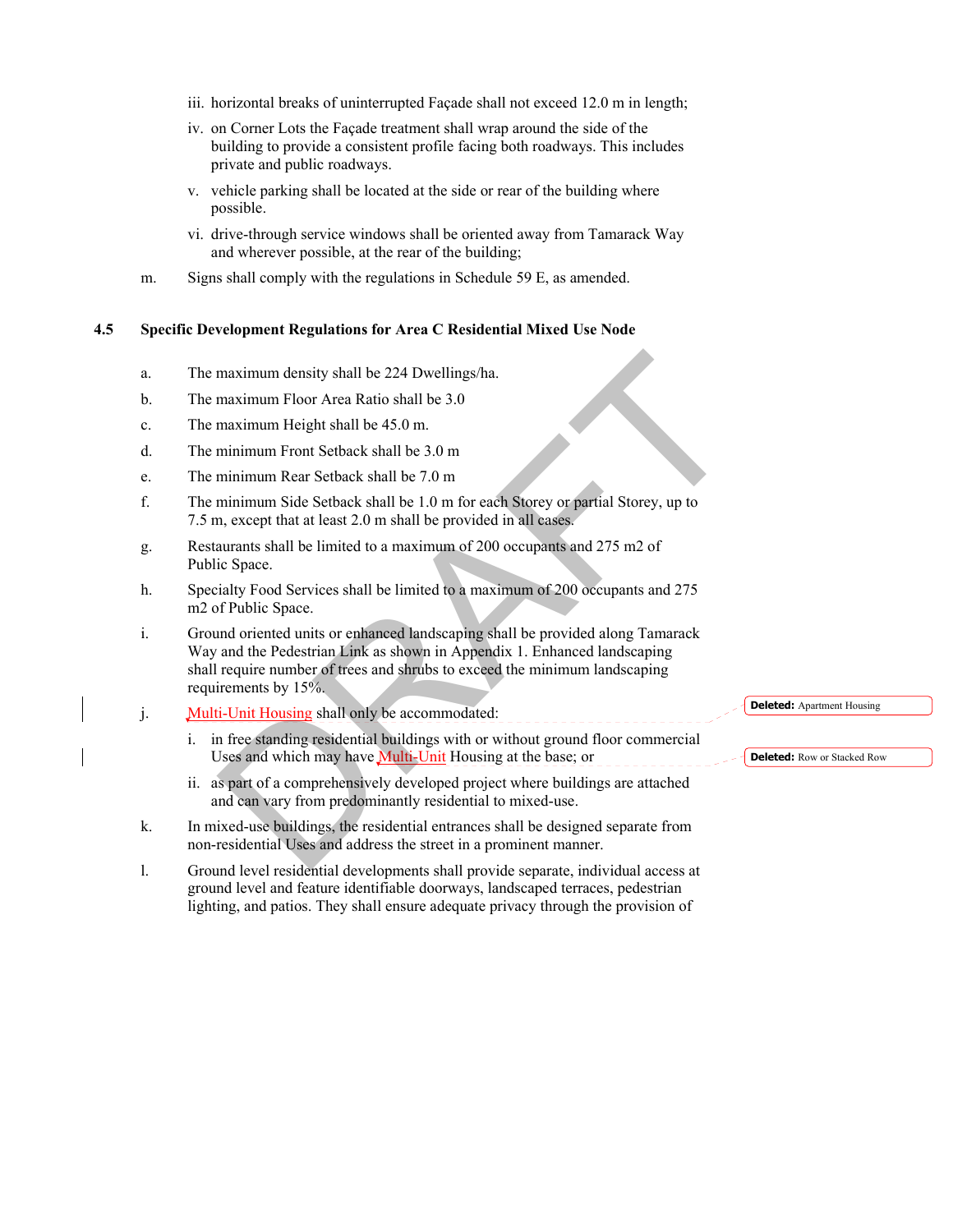iii. horizontal breaks of uninterrupted Façade shall not exceed 12.0 m in length;

iv. on Corner Lots the Façade treatment shall wrap around the side of the building to provide a consistent profile facing both roadways. This includes private and public roadways.

v. vehicle parking shall be located at the side or rear of the building where possible.

vi. drive-through service windows shall be oriented away from Tamarack Way and wherever possible, at the rear of the building;

m. Signs shall comply with the regulations in Schedule 59 E, as amended.

**4.5 Specific Development Regulations for Area C Residential Mixed Use Node**

a. The maximum density shall be 224 Dwellings/ha.

b. The maximum Floor Area Ratio shall be 3.0

c. The maximum Height shall be 45.0 m.

d. The minimum Front Setback shall be 3.0 m

e. The minimum Rear Setback shall be 7.0 m

f. The minimum Side Setback shall be 1.0 m for each Storey or partial Storey, up to 7.5 m, except that at least 2.0 m shall be provided in all cases.

g. Restaurants shall be limited to a maximum of 200 occupants and 275 m2 of Public Space.

h. Specialty Food Services shall be limited to a maximum of 200 occupants and 275 m2 of Public Space.

i. Ground oriented units or enhanced landscaping shall be provided along Tamarack Way and the Pedestrian Link as shown in Appendix 1. Enhanced landscaping shall require number of trees and shrubs to exceed the minimum landscaping requirements by 15%.

j. Multi-Unit Housing shall only be accommodated:

i. in free standing residential buildings with or without ground floor commercial Uses and which may have Multi-Unit Housing at the base; or

ii. as part of a comprehensively developed project where buildings are attached and can vary from predominantly residential to mixed-use.

k. In mixed-use buildings, the residential entrances shall be designed separate from non-residential Uses and address the street in a prominent manner.

l. Ground level residential developments shall provide separate, individual access at ground level and feature identifiable doorways, landscaped terraces, pedestrian lighting, and patios. They shall ensure adequate privacy through the provision of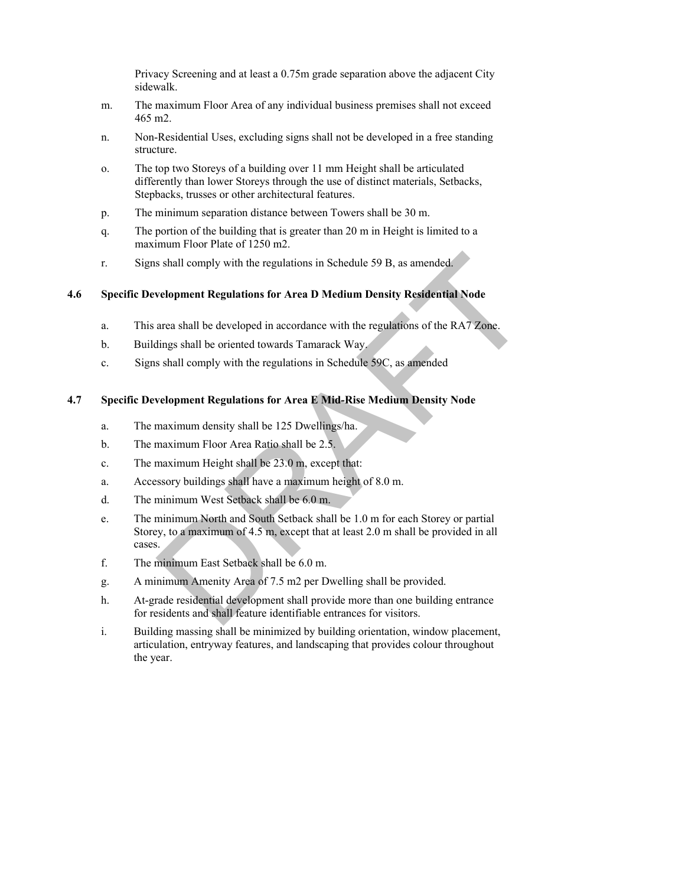Privacy Screening and at least a 0.75m grade separation above the adjacent City sidewalk.

m. The maximum Floor Area of any individual business premises shall not exceed 465 m2.

n. Non-Residential Uses, excluding signs shall not be developed in a free standing structure.

o. The top two Storeys of a building over 11 mm Height shall be articulated differently than lower Storeys through the use of distinct materials, Setbacks, Stepbacks, trusses or other architectural features.

p. The minimum separation distance between Towers shall be 30 m.

q. The portion of the building that is greater than 20 m in Height is limited to a maximum Floor Plate of 1250 m2.

r. Signs shall comply with the regulations in Schedule 59 B, as amended.

## 4.6 Specific Development Regulations for Area D Medium Density Residential Node

a. This area shall be developed in accordance with the regulations of the RA7 Zone.

b. Buildings shall be oriented towards Tamarack Way.

c. Signs shall comply with the regulations in Schedule 59C, as amended

## 4.7 Specific Development Regulations for Area E Mid-Rise Medium Density Node

a. The maximum density shall be 125 Dwellings/ha.

b. The maximum Floor Area Ratio shall be 2.5.

c. The maximum Height shall be 23.0 m, except that:

a. Accessory buildings shall have a maximum height of 8.0 m.

d. The minimum West Setback shall be 6.0 m.

e. The minimum North and South Setback shall be 1.0 m for each Storey or partial Storey, to a maximum of 4.5 m, except that at least 2.0 m shall be provided in all cases.

f. The minimum East Setback shall be 6.0 m.

g. A minimum Amenity Area of 7.5 m2 per Dwelling shall be provided.

h. At-grade residential development shall provide more than one building entrance for residents and shall feature identifiable entrances for visitors.

i. Building massing shall be minimized by building orientation, window placement, articulation, entryway features, and landscaping that provides colour throughout the year.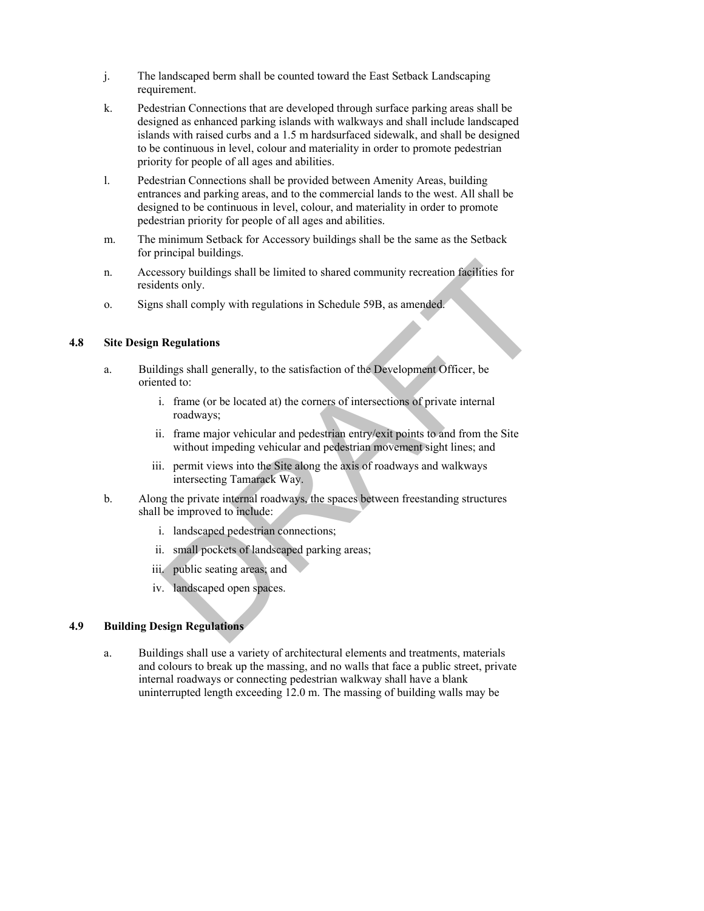j. The landscaped berm shall be counted toward the East Setback Landscaping requirement.

k. Pedestrian Connections that are developed through surface parking areas shall be designed as enhanced parking islands with walkways and shall include landscaped islands with raised curbs and a 1.5 m hardsurfaced sidewalk, and shall be designed to be continuous in level, colour and materiality in order to promote pedestrian priority for people of all ages and abilities.

l. Pedestrian Connections shall be provided between Amenity Areas, building entrances and parking areas, and to the commercial lands to the west. All shall be designed to be continuous in level, colour, and materiality in order to promote pedestrian priority for people of all ages and abilities.

m. The minimum Setback for Accessory buildings shall be the same as the Setback for principal buildings.

n. Accessory buildings shall be limited to shared community recreation facilities for residents only.

o. Signs shall comply with regulations in Schedule 59B, as amended.

### 4.8 Site Design Regulations

a. Buildings shall generally, to the satisfaction of the Development Officer, be oriented to:

   i. frame (or be located at) the corners of intersections of private internal roadways;

   ii. frame major vehicular and pedestrian entry/exit points to and from the Site without impeding vehicular and pedestrian movement sight lines; and

   iii. permit views into the Site along the axis of roadways and walkways intersecting Tamarack Way.

b. Along the private internal roadways, the spaces between freestanding structures shall be improved to include:

   i. landscaped pedestrian connections;

   ii. small pockets of landscaped parking areas;

   iii. public seating areas; and

   iv. landscaped open spaces.

### 4.9 Building Design Regulations

a. Buildings shall use a variety of architectural elements and treatments, materials and colours to break up the massing, and no walls that face a public street, private internal roadways or connecting pedestrian walkway shall have a blank uninterrupted length exceeding 12.0 m. The massing of building walls may be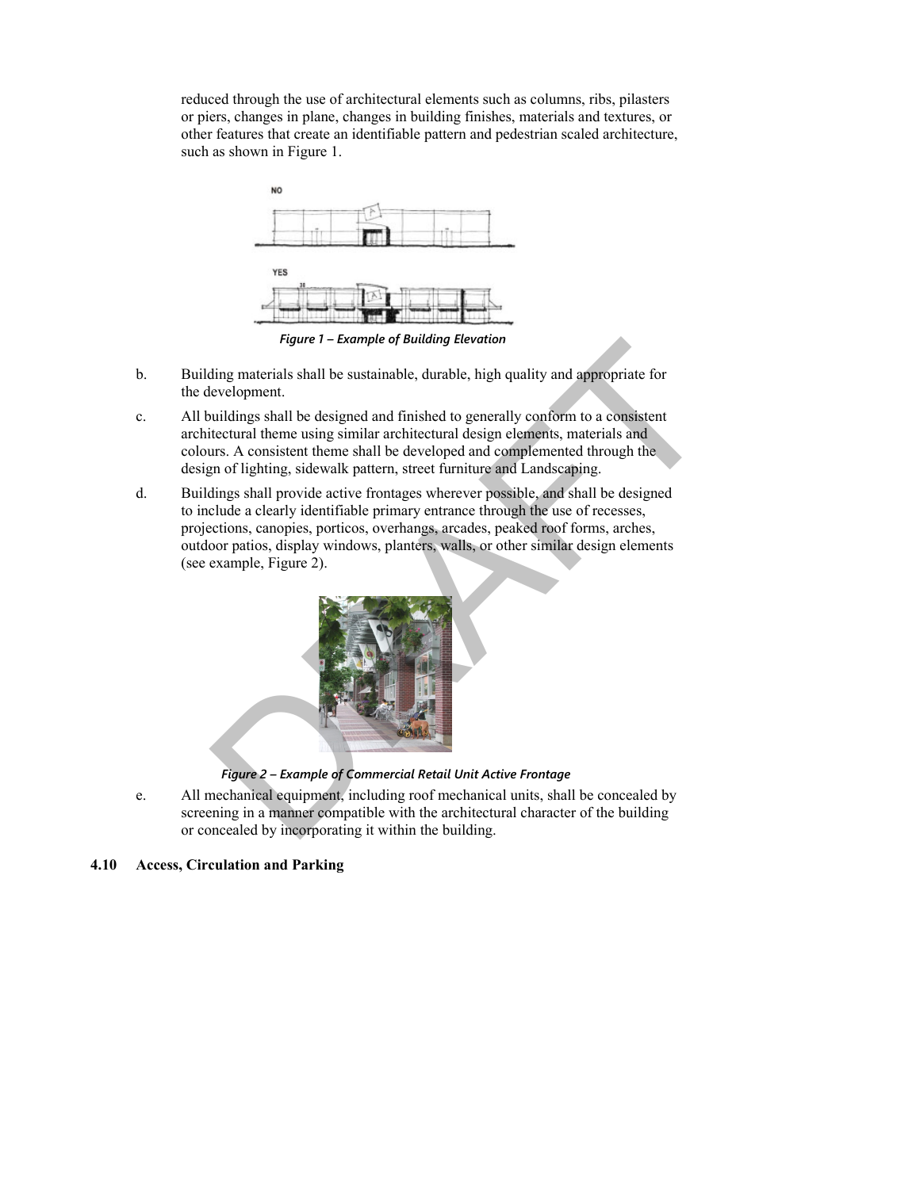reduced through the use of architectural elements such as columns, ribs, pilasters or piers, changes in plane, changes in building finishes, materials and textures, or other features that create an identifiable pattern and pedestrian scaled architecture, such as shown in Figure 1.

*Figure 1 – Example of Building Elevation*

b. Building materials shall be sustainable, durable, high quality and appropriate for the development.

c. All buildings shall be designed and finished to generally conform to a consistent architectural theme using similar architectural design elements, materials and colours. A consistent theme shall be developed and complemented through the design of lighting, sidewalk pattern, street furniture and Landscaping.

d. Buildings shall provide active frontages wherever possible, and shall be designed to include a clearly identifiable primary entrance through the use of recesses, projections, canopies, porticos, overhangs, arcades, peaked roof forms, arches, outdoor patios, display windows, planters, walls, or other similar design elements (see example, Figure 2).

*Figure 2 – Example of Commercial Retail Unit Active Frontage*

e. All mechanical equipment, including roof mechanical units, shall be concealed by screening in a manner compatible with the architectural character of the building or concealed by incorporating it within the building.

## 4.10 Access, Circulation and Parking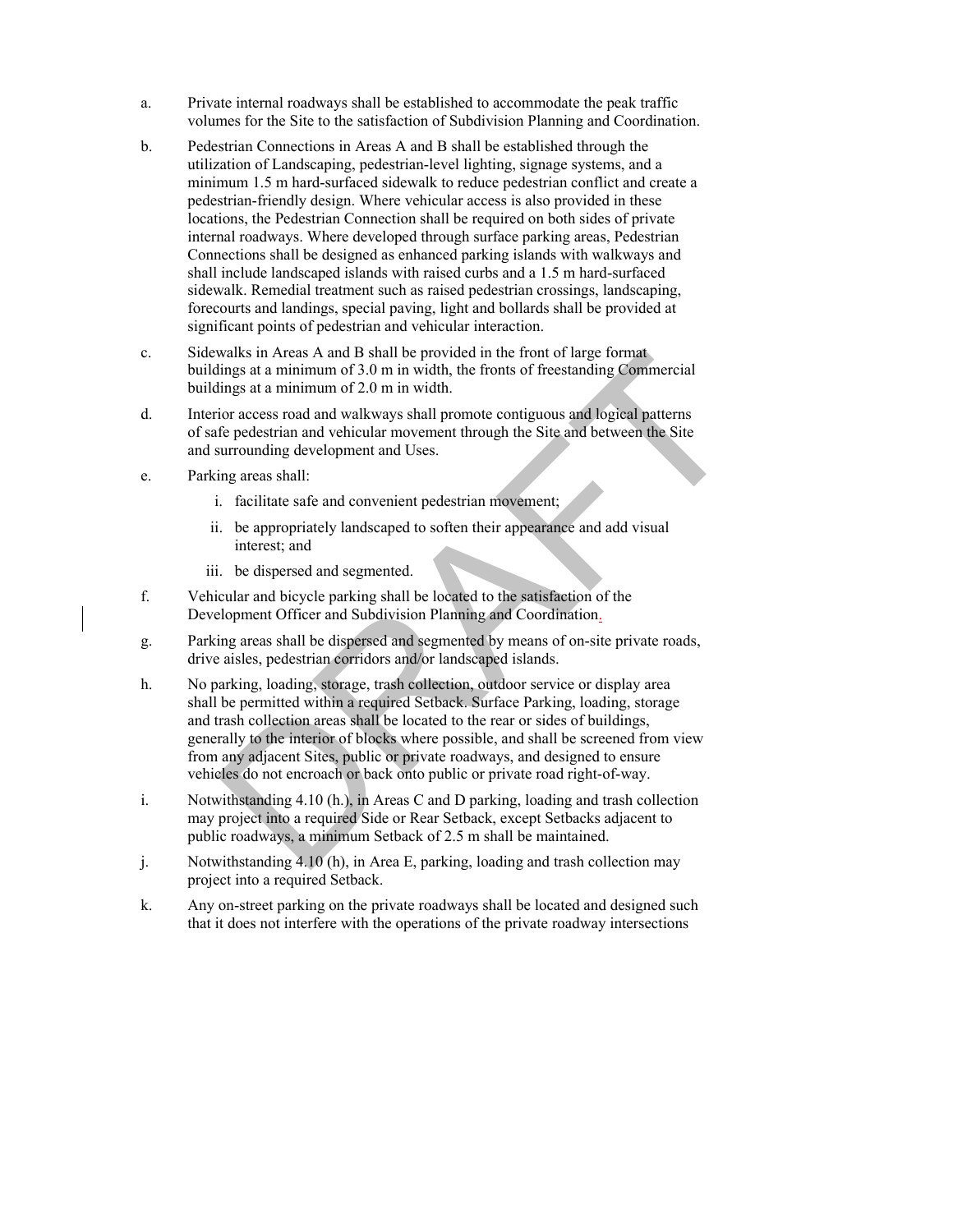a. Private internal roadways shall be established to accommodate the peak traffic volumes for the Site to the satisfaction of Subdivision Planning and Coordination.

b. Pedestrian Connections in Areas A and B shall be established through the utilization of Landscaping, pedestrian-level lighting, signage systems, and a minimum 1.5 m hard-surfaced sidewalk to reduce pedestrian conflict and create a pedestrian-friendly design. Where vehicular access is also provided in these locations, the Pedestrian Connection shall be required on both sides of private internal roadways. Where developed through surface parking areas, Pedestrian Connections shall be designed as enhanced parking islands with walkways and shall include landscaped islands with raised curbs and a 1.5 m hard-surfaced sidewalk. Remedial treatment such as raised pedestrian crossings, landscaping, forecourts and landings, special paving, light and bollards shall be provided at significant points of pedestrian and vehicular interaction.

c. Sidewalks in Areas A and B shall be provided in the front of large format buildings at a minimum of 3.0 m in width, the fronts of freestanding Commercial buildings at a minimum of 2.0 m in width.

d. Interior access road and walkways shall promote contiguous and logical patterns of safe pedestrian and vehicular movement through the Site and between the Site and surrounding development and Uses.

e. Parking areas shall:

   i. facilitate safe and convenient pedestrian movement;

   ii. be appropriately landscaped to soften their appearance and add visual interest; and

   iii. be dispersed and segmented.

f. Vehicular and bicycle parking shall be located to the satisfaction of the Development Officer and Subdivision Planning and Coordination.

g. Parking areas shall be dispersed and segmented by means of on-site private roads, drive aisles, pedestrian corridors and/or landscaped islands.

h. No parking, loading, storage, trash collection, outdoor service or display area shall be permitted within a required Setback. Surface Parking, loading, storage and trash collection areas shall be located to the rear or sides of buildings, generally to the interior of blocks where possible, and shall be screened from view from any adjacent Sites, public or private roadways, and designed to ensure vehicles do not encroach or back onto public or private road right-of-way.

i. Notwithstanding 4.10 (h.), in Areas C and D parking, loading and trash collection may project into a required Side or Rear Setback, except Setbacks adjacent to public roadways, a minimum Setback of 2.5 m shall be maintained.

j. Notwithstanding 4.10 (h), in Area E, parking, loading and trash collection may project into a required Setback.

k. Any on-street parking on the private roadways shall be located and designed such that it does not interfere with the operations of the private roadway intersections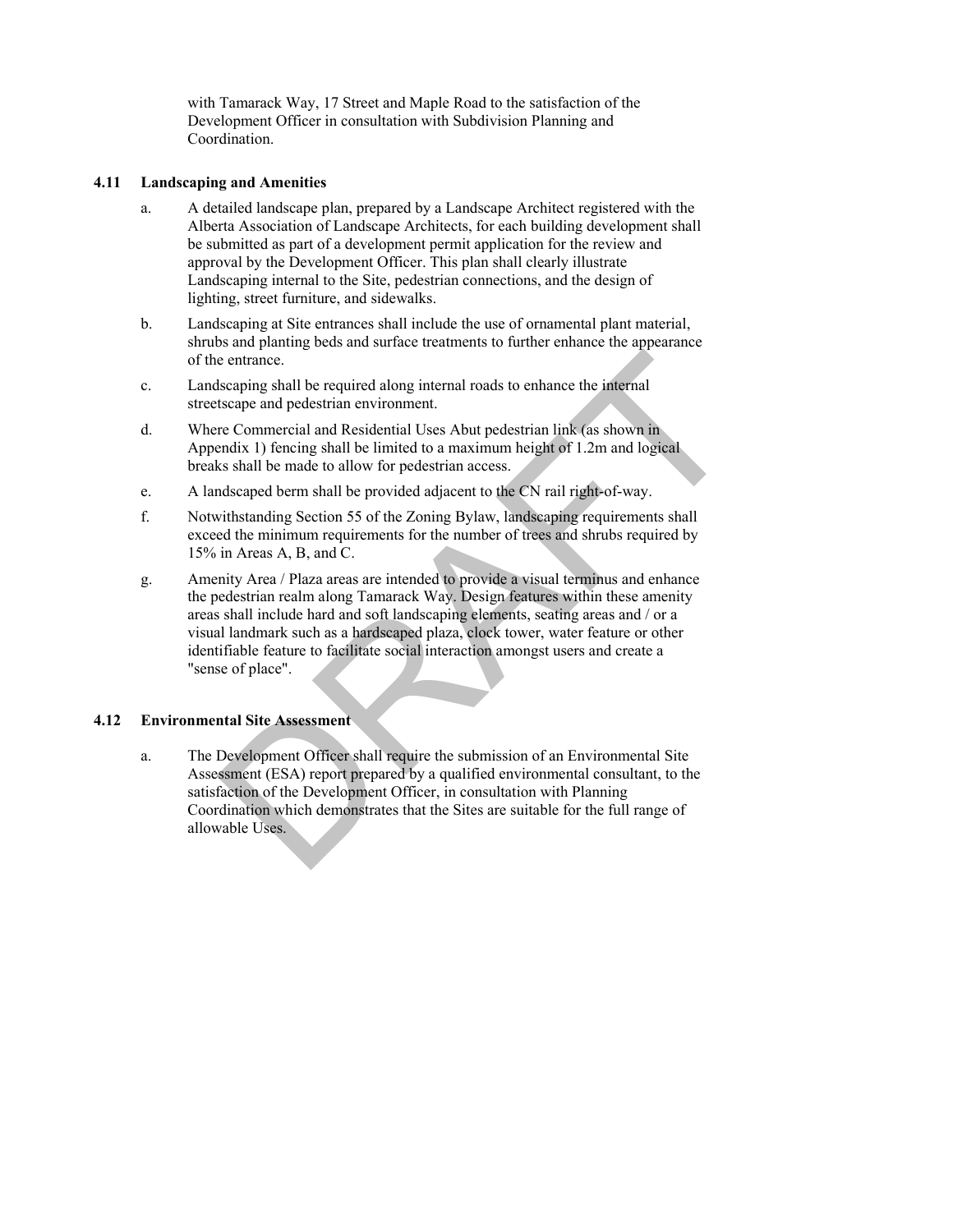with Tamarack Way, 17 Street and Maple Road to the satisfaction of the Development Officer in consultation with Subdivision Planning and Coordination.

### 4.11 Landscaping and Amenities

a. A detailed landscape plan, prepared by a Landscape Architect registered with the Alberta Association of Landscape Architects, for each building development shall be submitted as part of a development permit application for the review and approval by the Development Officer. This plan shall clearly illustrate Landscaping internal to the Site, pedestrian connections, and the design of lighting, street furniture, and sidewalks.

b. Landscaping at Site entrances shall include the use of ornamental plant material, shrubs and planting beds and surface treatments to further enhance the appearance of the entrance.

c. Landscaping shall be required along internal roads to enhance the internal streetscape and pedestrian environment.

d. Where Commercial and Residential Uses Abut pedestrian link (as shown in Appendix 1) fencing shall be limited to a maximum height of 1.2m and logical breaks shall be made to allow for pedestrian access.

e. A landscaped berm shall be provided adjacent to the CN rail right-of-way.

f. Notwithstanding Section 55 of the Zoning Bylaw, landscaping requirements shall exceed the minimum requirements for the number of trees and shrubs required by 15% in Areas A, B, and C.

g. Amenity Area / Plaza areas are intended to provide a visual terminus and enhance the pedestrian realm along Tamarack Way. Design features within these amenity areas shall include hard and soft landscaping elements, seating areas and / or a visual landmark such as a hardscaped plaza, clock tower, water feature or other identifiable feature to facilitate social interaction amongst users and create a "sense of place".

### 4.12 Environmental Site Assessment

a. The Development Officer shall require the submission of an Environmental Site Assessment (ESA) report prepared by a qualified environmental consultant, to the satisfaction of the Development Officer, in consultation with Planning Coordination which demonstrates that the Sites are suitable for the full range of allowable Uses.